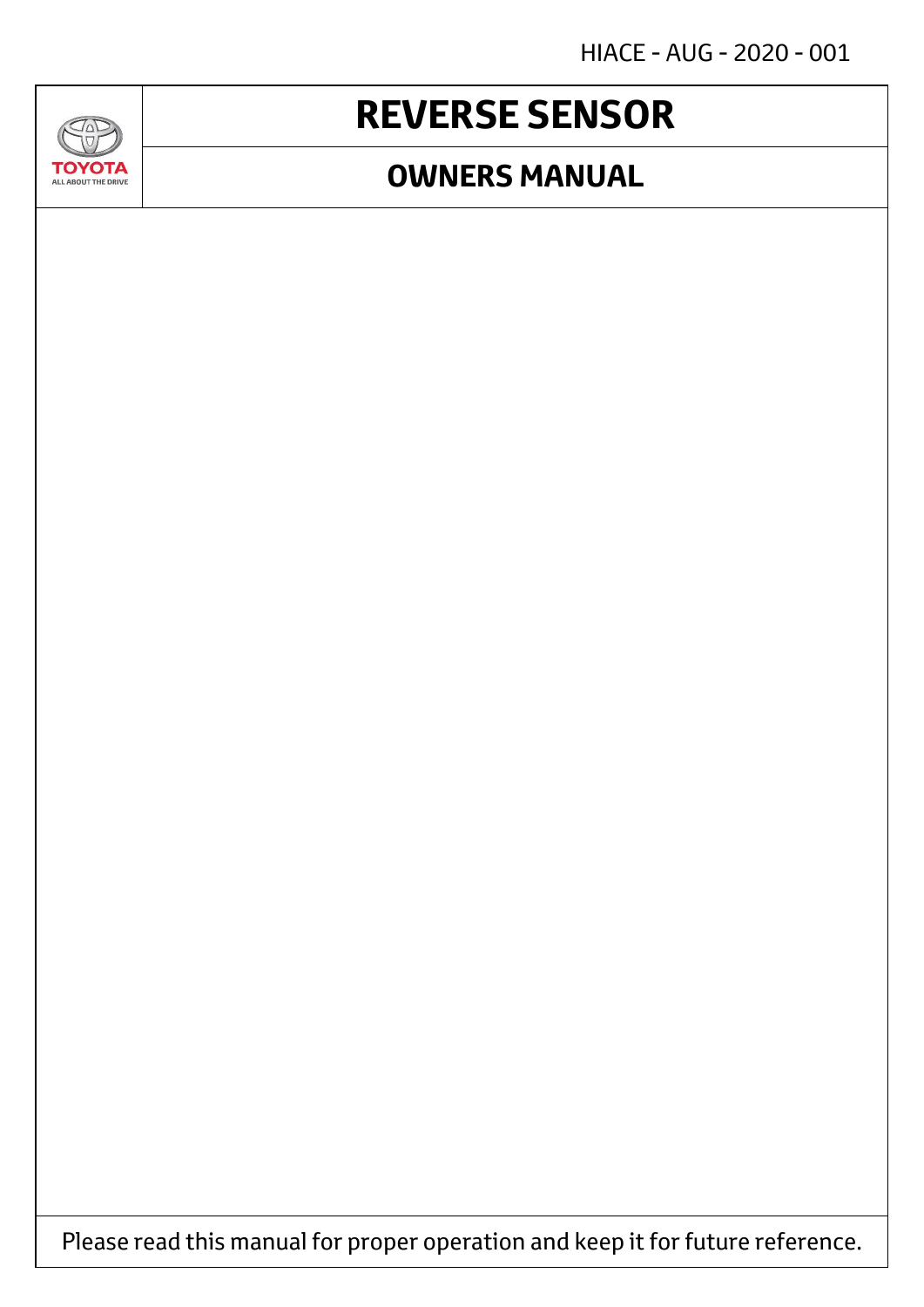HIACE - AUG - 2020 - 001

TOYOTA
ALL ABOUT THE DRIVE

# REVERSE SENSOR

## OWNERS MANUAL

Please read this manual for proper operation and keep it for future reference.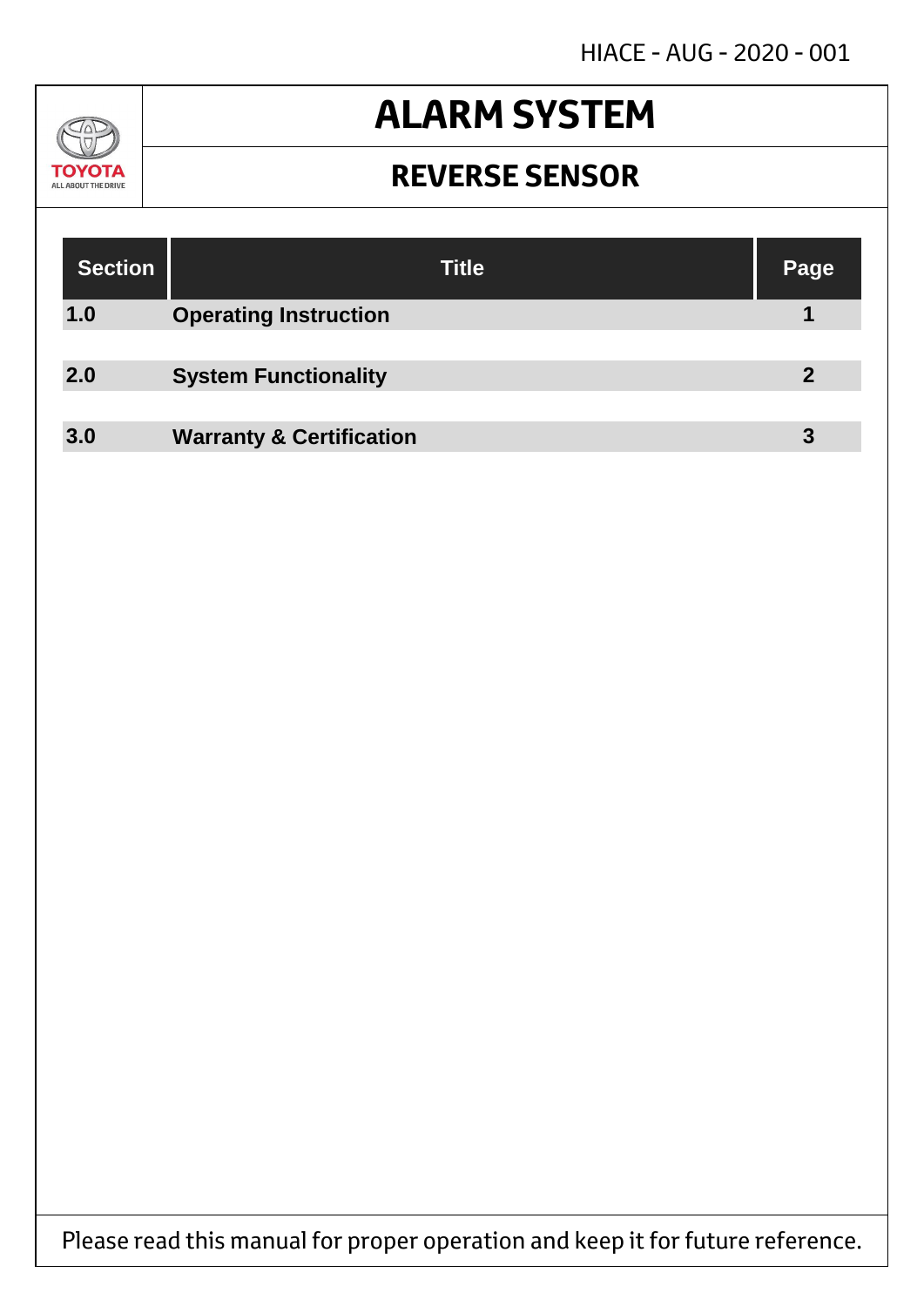HIACE - AUG - 2020 - 001

TOYOTA
ALL ABOUT THE DRIVE

# ALARM SYSTEM

## REVERSE SENSOR

| Section | Title | Page |
|---|---|---|
| 1.0 | Operating Instruction | 1 |
| 2.0 | System Functionality | 2 |
| 3.0 | Warranty & Certification | 3 |

Please read this manual for proper operation and keep it for future reference.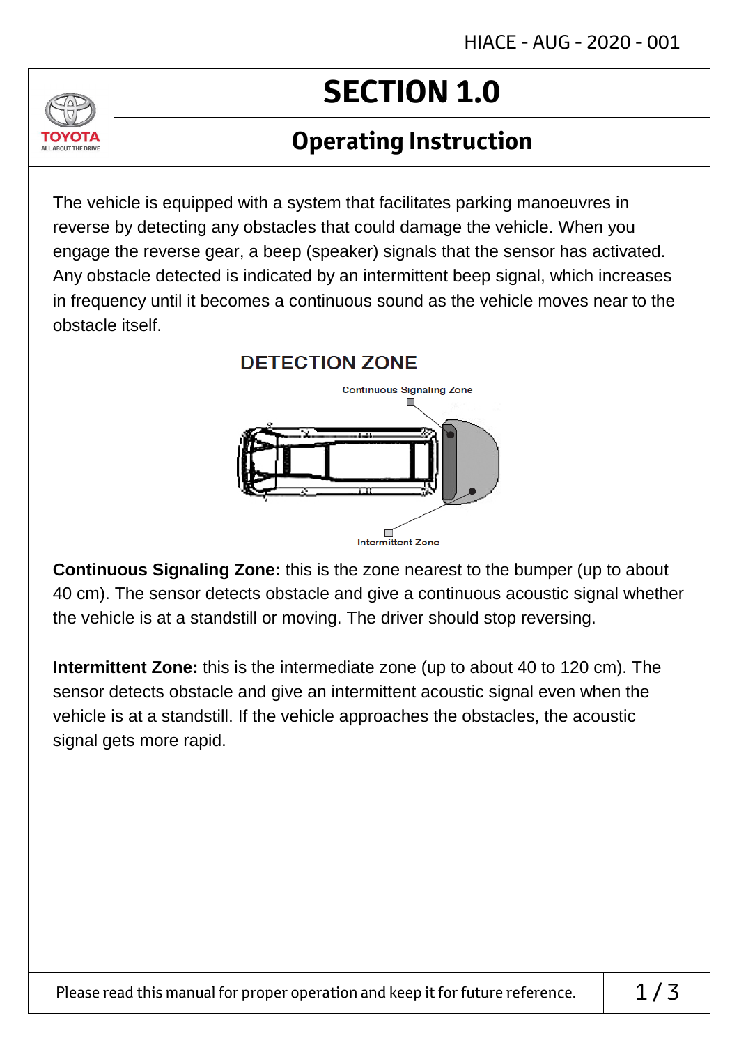# SECTION 1.0

## Operating Instruction

The vehicle is equipped with a system that facilitates parking manoeuvres in reverse by detecting any obstacles that could damage the vehicle. When you engage the reverse gear, a beep (speaker) signals that the sensor has activated. Any obstacle detected is indicated by an intermittent beep signal, which increases in frequency until it becomes a continuous sound as the vehicle moves near to the obstacle itself.

### DETECTION ZONE

Continuous Signaling Zone

Intermittent Zone

**Continuous Signaling Zone:** this is the zone nearest to the bumper (up to about 40 cm). The sensor detects obstacle and give a continuous acoustic signal whether the vehicle is at a standstill or moving. The driver should stop reversing.

**Intermittent Zone:** this is the intermediate zone (up to about 40 to 120 cm). The sensor detects obstacle and give an intermittent acoustic signal even when the vehicle is at a standstill. If the vehicle approaches the obstacles, the acoustic signal gets more rapid.

Please read this manual for proper operation and keep it for future reference.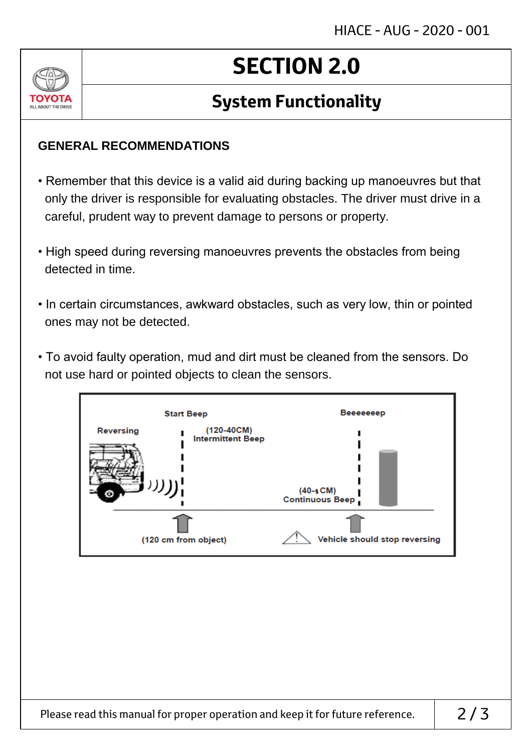# SECTION 2.0

## System Functionality

### GENERAL RECOMMENDATIONS

- Remember that this device is a valid aid during backing up manoeuvres but that only the driver is responsible for evaluating obstacles. The driver must drive in a careful, prudent way to prevent damage to persons or property.
- High speed during reversing manoeuvres prevents the obstacles from being detected in time.
- In certain circumstances, awkward obstacles, such as very low, thin or pointed ones may not be detected.
- To avoid faulty operation, mud and dirt must be cleaned from the sensors. Do not use hard or pointed objects to clean the sensors.

Start Beep

Beeeeeeep

Reversing

(120-40CM)
Intermittent Beep

(40-3 CM)
Continuous Beep

(120 cm from object)

Vehicle should stop reversing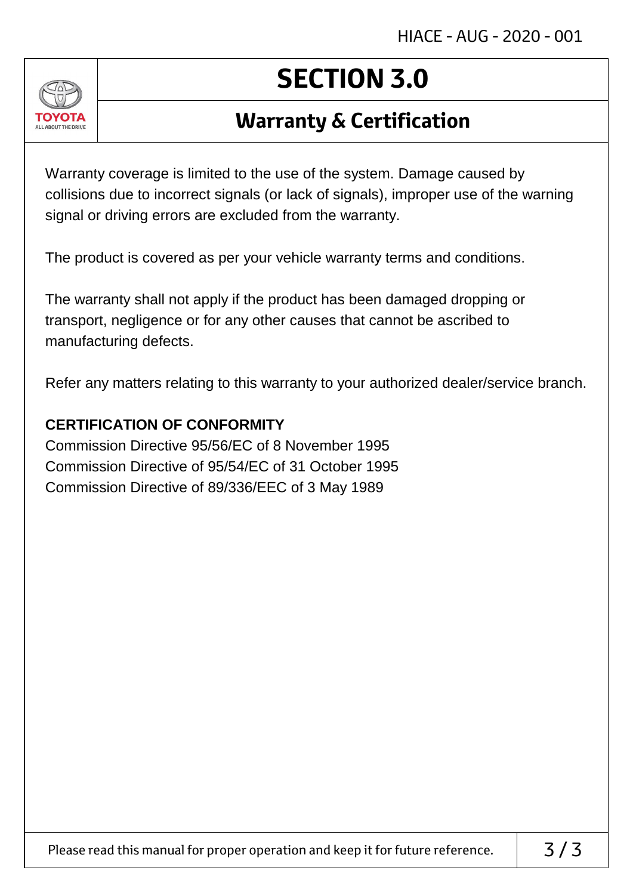# SECTION 3.0

## Warranty & Certification

Warranty coverage is limited to the use of the system. Damage caused by collisions due to incorrect signals (or lack of signals), improper use of the warning signal or driving errors are excluded from the warranty.

The product is covered as per your vehicle warranty terms and conditions.

The warranty shall not apply if the product has been damaged dropping or transport, negligence or for any other causes that cannot be ascribed to manufacturing defects.

Refer any matters relating to this warranty to your authorized dealer/service branch.

**CERTIFICATION OF CONFORMITY**

Commission Directive 95/56/EC of 8 November 1995
Commission Directive of 95/54/EC of 31 October 1995
Commission Directive of 89/336/EEC of 3 May 1989

Please read this manual for proper operation and keep it for future reference.